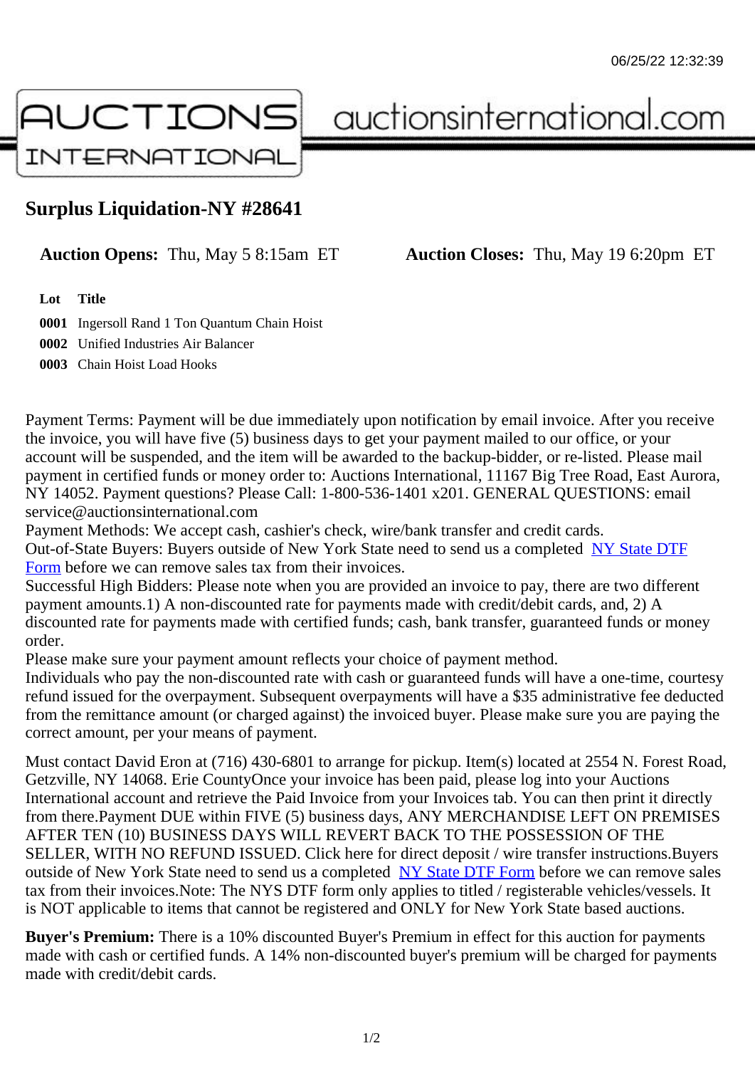# Surplus Liquidation-NY #28641

**Auction Opens:** Thu, May 5 8:15am ET **Auction Closes:** Thu, May 19 6:20pm ET

| Lot | Title |
| --- | --- |
| 0001 | Ingersoll Rand 1 Ton Quantum Chain Hoist |
| 0002 | Unified Industries Air Balancer |
| 0003 | Chain Hoist Load Hooks |

Payment Terms: Payment will be due immediately upon notification by email invoice. After you receive the invoice, you will have five (5) business days to get your payment mailed to our office, or your account will be suspended, and the item will be awarded to the backup-bidder, or re-listed. Please mail payment in certified funds or money order to: Auctions International, 11167 Big Tree Road, East Aurora, NY 14052. Payment questions? Please Call: 1-800-536-1401 x201. GENERAL QUESTIONS: email service@auctionsinternational.com
Payment Methods: We accept cash, cashier's check, wire/bank transfer and credit cards.
Out-of-State Buyers: Buyers outside of New York State need to send us a completed NY State DTF Form before we can remove sales tax from their invoices.
Successful High Bidders: Please note when you are provided an invoice to pay, there are two different payment amounts.1) A non-discounted rate for payments made with credit/debit cards, and, 2) A discounted rate for payments made with certified funds; cash, bank transfer, guaranteed funds or money order.
Please make sure your payment amount reflects your choice of payment method.
Individuals who pay the non-discounted rate with cash or guaranteed funds will have a one-time, courtesy refund issued for the overpayment. Subsequent overpayments will have a $35 administrative fee deducted from the remittance amount (or charged against) the invoiced buyer. Please make sure you are paying the correct amount, per your means of payment.

Must contact David Eron at (716) 430-6801 to arrange for pickup. Item(s) located at 2554 N. Forest Road, Getzville, NY 14068. Erie CountyOnce your invoice has been paid, please log into your Auctions International account and retrieve the Paid Invoice from your Invoices tab. You can then print it directly from there.Payment DUE within FIVE (5) business days, ANY MERCHANDISE LEFT ON PREMISES AFTER TEN (10) BUSINESS DAYS WILL REVERT BACK TO THE POSSESSION OF THE SELLER, WITH NO REFUND ISSUED. Click here for direct deposit / wire transfer instructions.Buyers outside of New York State need to send us a completed NY State DTF Form before we can remove sales tax from their invoices.Note: The NYS DTF form only applies to titled / registerable vehicles/vessels. It is NOT applicable to items that cannot be registered and ONLY for New York State based auctions.

**Buyer's Premium:** There is a 10% discounted Buyer's Premium in effect for this auction for payments made with cash or certified funds. A 14% non-discounted buyer's premium will be charged for payments made with credit/debit cards.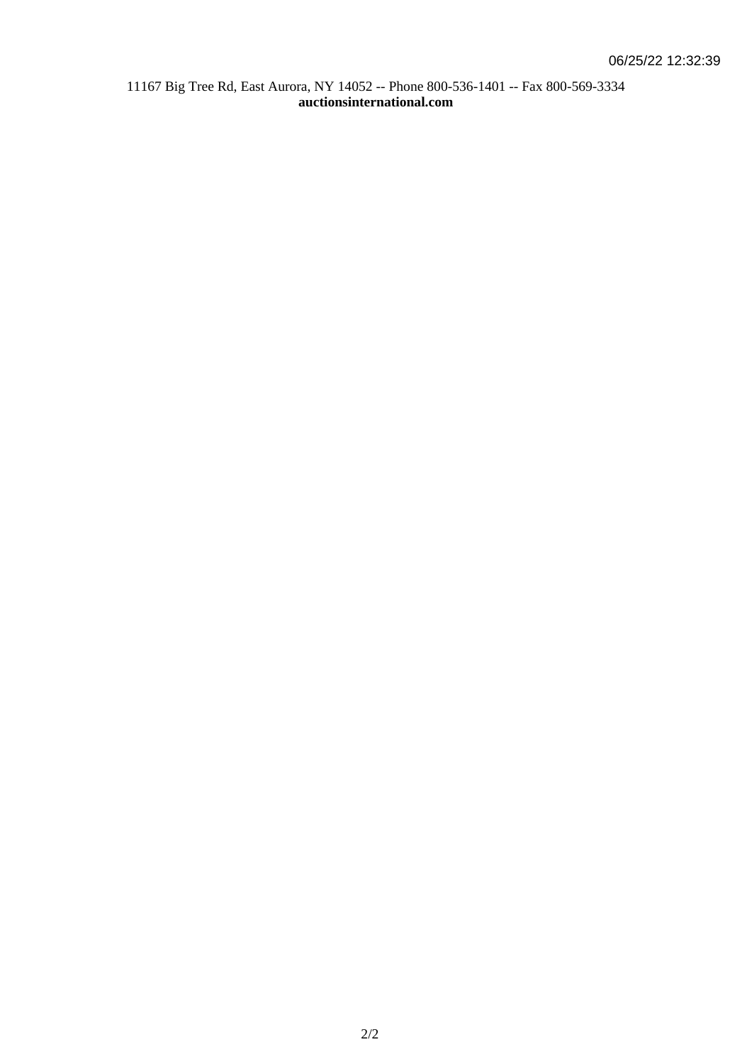06/25/22 12:32:39

11167 Big Tree Rd, East Aurora, NY 14052 -- Phone 800-536-1401 -- Fax 800-569-3334
**auctionsinternational.com**